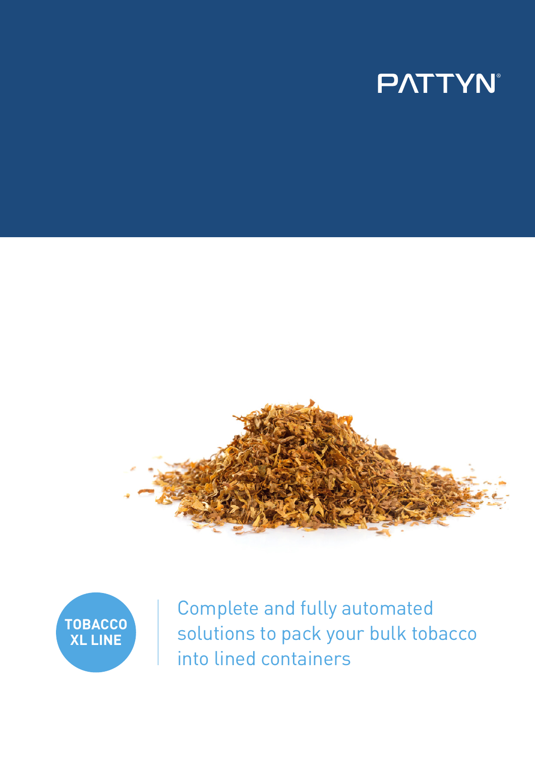PATTYN®

**TOBACCO XL LINE**

Complete and fully automated solutions to pack your bulk tobacco into lined containers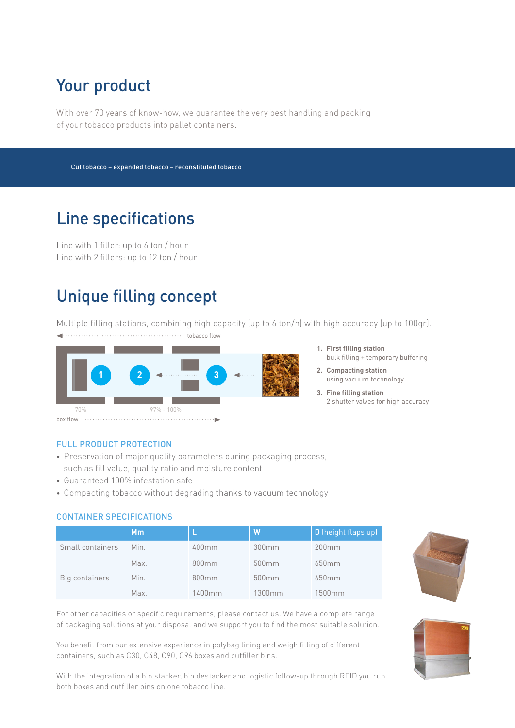## Your product

With over 70 years of know-how, we guarantee the very best handling and packing of your tobacco products into pallet containers.

**Cut tobacco – expanded tobacco – reconstituted tobacco**

## Line specifications

Line with 1 filler: up to 6 ton / hour
Line with 2 fillers: up to 12 ton / hour

## Unique filling concept

Multiple filling stations, combining high capacity (up to 6 ton/h) with high accuracy (up to 100gr).

tobacco flow

70%    97% - 100%

box flow

1. **First filling station**
   bulk filling + temporary buffering
2. **Compacting station**
   using vacuum technology
3. **Fine filling station**
   2 shutter valves for high accuracy

### FULL PRODUCT PROTECTION

- Preservation of major quality parameters during packaging process, such as fill value, quality ratio and moisture content
- Guaranteed 100% infestation safe
- Compacting tobacco without degrading thanks to vacuum technology

### CONTAINER SPECIFICATIONS

| | Mm | L | W | D (height flaps up) |
|---|---|---|---|---|
| Small containers | Min. | 400mm | 300mm | 200mm |
| | Max. | 800mm | 500mm | 650mm |
| Big containers | Min. | 800mm | 500mm | 650mm |
| | Max. | 1400mm | 1300mm | 1500mm |

For other capacities or specific requirements, please contact us. We have a complete range of packaging solutions at your disposal and we support you to find the most suitable solution.

You benefit from our extensive experience in polybag lining and weigh filling of different containers, such as C30, C48, C90, C96 boxes and cutfiller bins.

With the integration of a bin stacker, bin destacker and logistic follow-up through RFID you run both boxes and cutfiller bins on one tobacco line.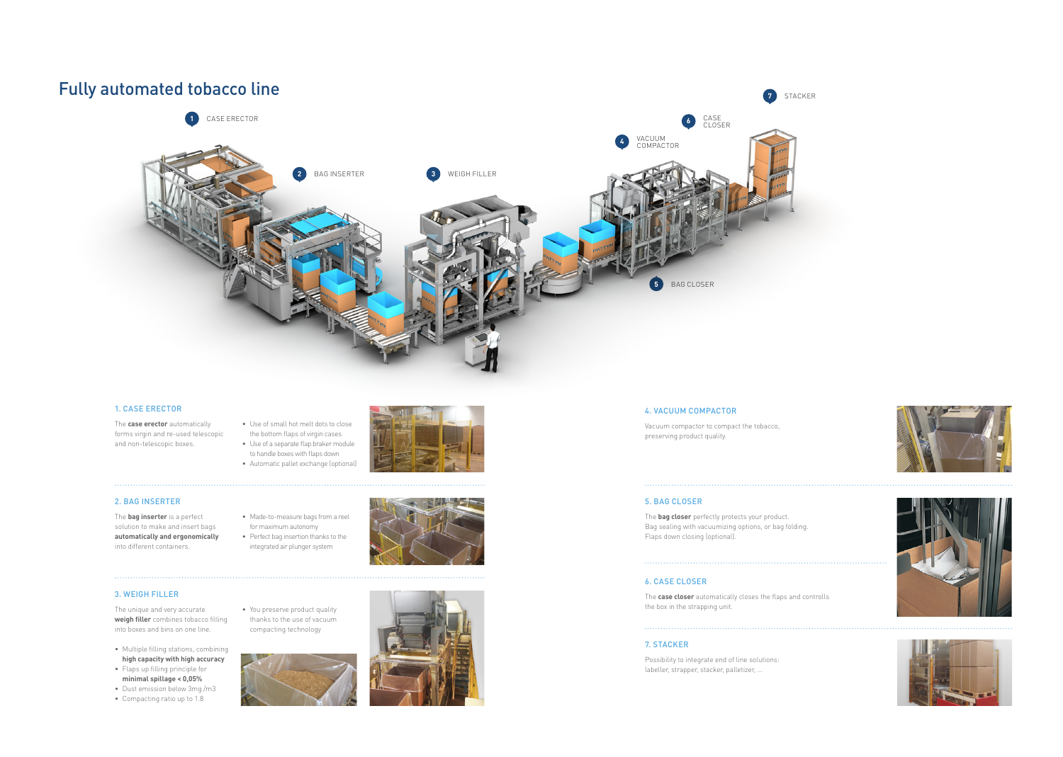# Fully automated tobacco line

1. CASE ERECTOR
2. BAG INSERTER
3. WEIGH FILLER
4. VACUUM COMPACTOR
5. BAG CLOSER
6. CASE CLOSER
7. STACKER

### 1. CASE ERECTOR

The **case erector** automatically forms virgin and re-used telescopic and non-telescopic boxes.

- Use of small hot melt dots to close the bottom flaps of virgin cases
- Use of a separate flap braker module to handle boxes with flaps down
- Automatic pallet exchange (optional)

### 2. BAG INSERTER

The **bag inserter** is a perfect solution to make and insert bags **automatically and ergonomically** into different containers.

- Made-to-measure bags from a reel for maximum autonomy
- Perfect bag insertion thanks to the integrated air plunger system

### 3. WEIGH FILLER

The unique and very accurate **weigh filler** combines tobacco filling into boxes and bins on one line.

- Multiple filling stations, combining **high capacity with high accuracy**
- Flaps up filling principle for **minimal spillage < 0,05%**
- Dust emission below 3mg /m3
- Compacting ratio up to 1.8

- You preserve product quality thanks to the use of vacuum compacting technology

### 4. VACUUM COMPACTOR

Vacuum compactor to compact the tobacco, preserving product quality.

### 5. BAG CLOSER

The **bag closer** perfectly protects your product. Bag sealing with vacuumizing options, or bag folding. Flaps down closing (optional).

### 6. CASE CLOSER

The **case closer** automatically closes the flaps and controlls the box in the strapping unit.

### 7. STACKER

Possibility to integrate end of line solutions: labeller, strapper, stacker, palletizer, ...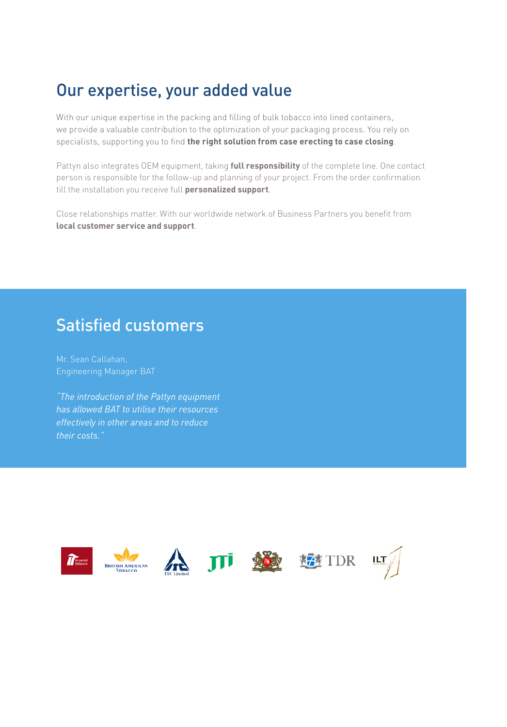## Our expertise, your added value

With our unique expertise in the packing and filling of bulk tobacco into lined containers, we provide a valuable contribution to the optimization of your packaging process. You rely on specialists, supporting you to find **the right solution from case erecting to case closing**.

Pattyn also integrates OEM equipment, taking **full responsibility** of the complete line. One contact person is responsible for the follow-up and planning of your project. From the order confirmation till the installation you receive full **personalized support**.

Close relationships matter. With our worldwide network of Business Partners you benefit from **local customer service and support**.

## Satisfied customers

Mr. Sean Callahan,
Engineering Manager BAT

*"The introduction of the Pattyn equipment has allowed BAT to utilise their resources effectively in other areas and to reduce their costs."*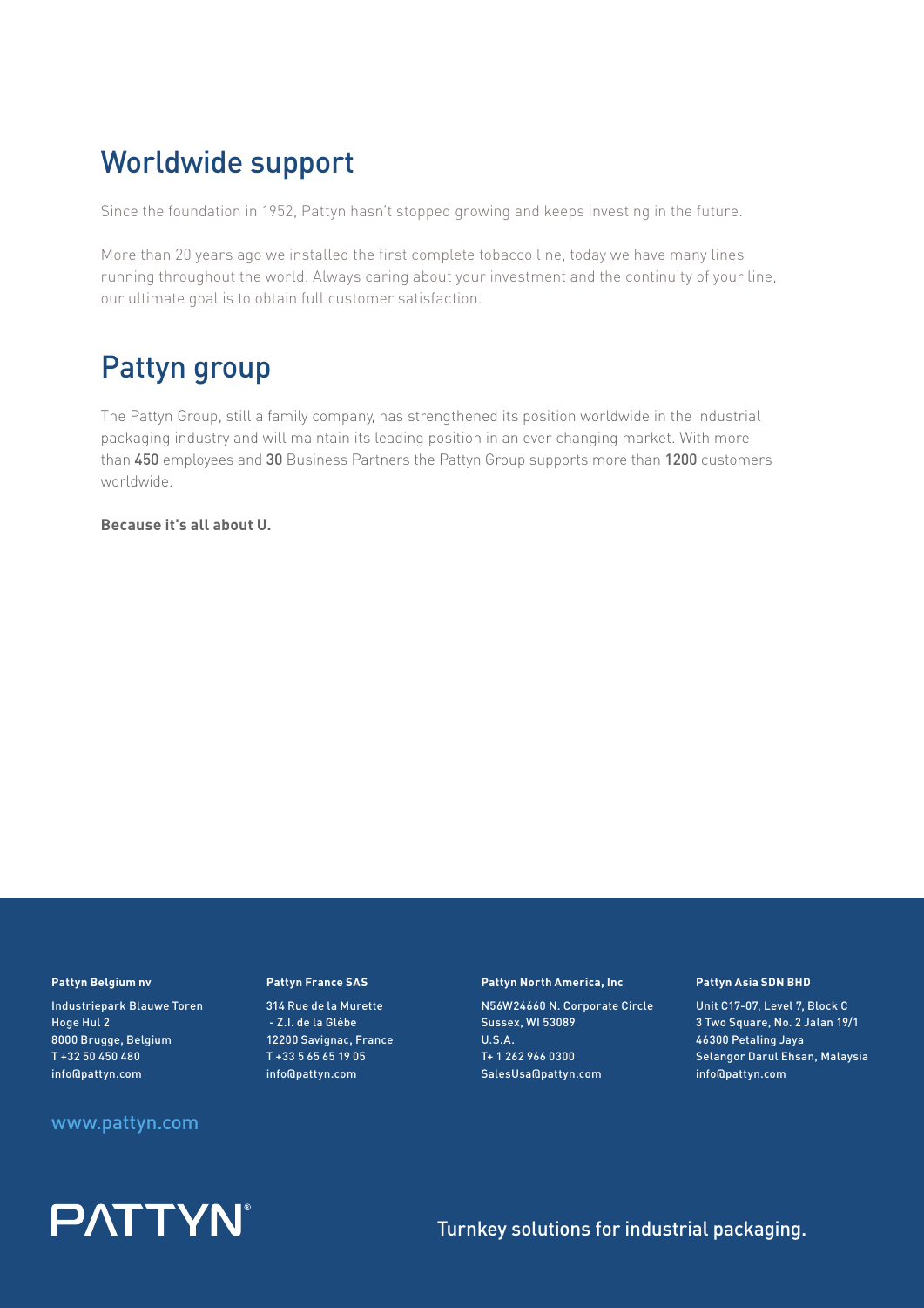## Worldwide support

Since the foundation in 1952, Pattyn hasn't stopped growing and keeps investing in the future.

More than 20 years ago we installed the first complete tobacco line, today we have many lines running throughout the world. Always caring about your investment and the continuity of your line, our ultimate goal is to obtain full customer satisfaction.

## Pattyn group

The Pattyn Group, still a family company, has strengthened its position worldwide in the industrial packaging industry and will maintain its leading position in an ever changing market. With more than 450 employees and 30 Business Partners the Pattyn Group supports more than 1200 customers worldwide.

**Because it's all about U.**

**Pattyn Belgium nv**
Industriepark Blauwe Toren
Hoge Hul 2
8000 Brugge, Belgium
T +32 50 450 480
info@pattyn.com

**Pattyn France SAS**
314 Rue de la Murette
- Z.I. de la Glèbe
12200 Savignac, France
T +33 5 65 65 19 05
info@pattyn.com

**Pattyn North America, Inc**
N56W24660 N. Corporate Circle
Sussex, WI 53089
U.S.A.
T+ 1 262 966 0300
SalesUsa@pattyn.com

**Pattyn Asia SDN BHD**
Unit C17-07, Level 7, Block C
3 Two Square, No. 2 Jalan 19/1
46300 Petaling Jaya
Selangor Darul Ehsan, Malaysia
info@pattyn.com

www.pattyn.com

PATTYN®

Turnkey solutions for industrial packaging.